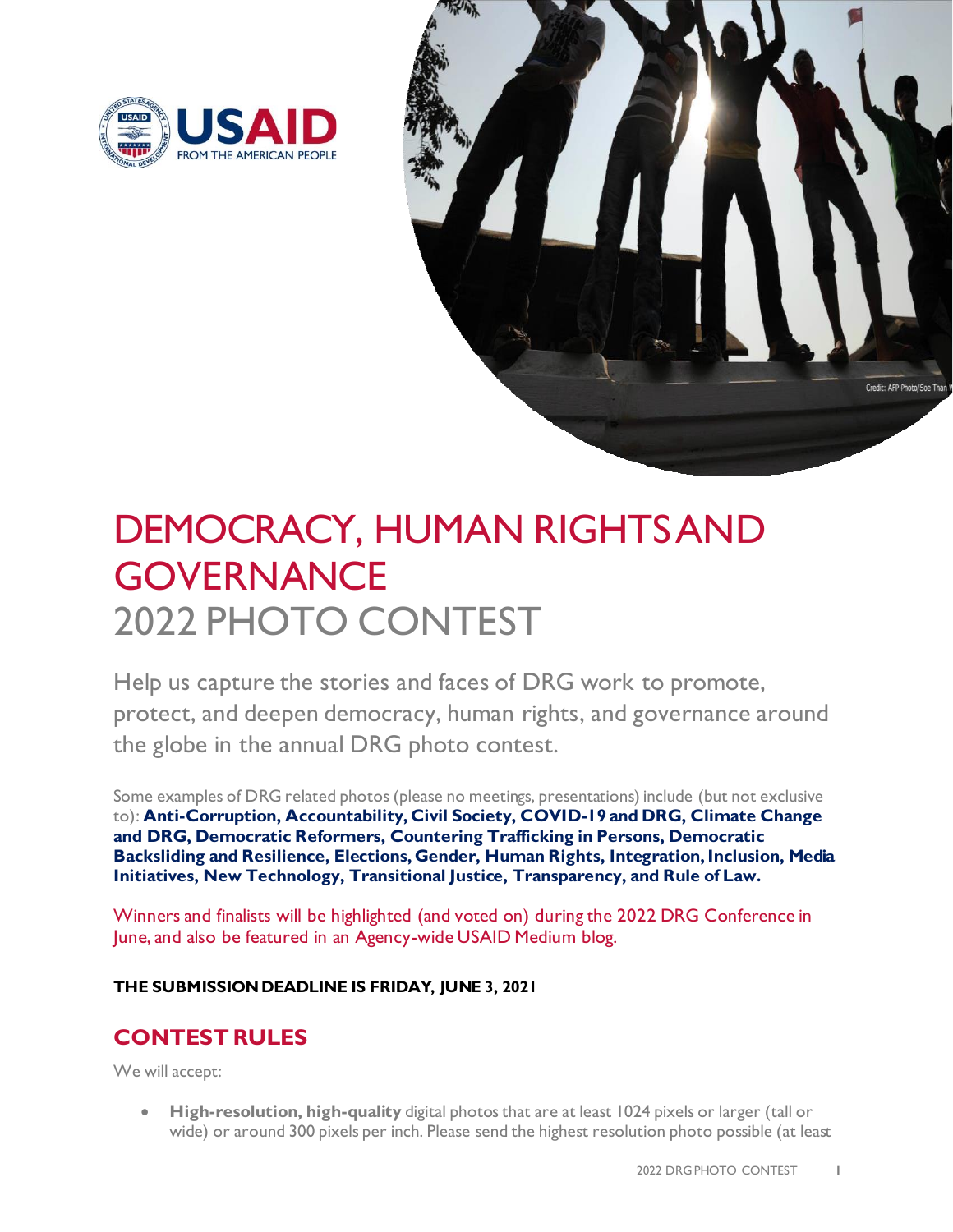USAID
FROM THE AMERICAN PEOPLE

Credit: AFP Photo/Soe Than W

# DEMOCRACY, HUMAN RIGHTS AND GOVERNANCE
# 2022 PHOTO CONTEST

Help us capture the stories and faces of DRG work to promote, protect, and deepen democracy, human rights, and governance around the globe in the annual DRG photo contest.

Some examples of DRG related photos (please no meetings, presentations) include (but not exclusive to): **Anti-Corruption, Accountability, Civil Society, COVID-19 and DRG, Climate Change and DRG, Democratic Reformers, Countering Trafficking in Persons, Democratic Backsliding and Resilience, Elections, Gender, Human Rights, Integration, Inclusion, Media Initiatives, New Technology, Transitional Justice, Transparency, and Rule of Law.**

Winners and finalists will be highlighted (and voted on) during the 2022 DRG Conference in June, and also be featured in an Agency-wide USAID Medium blog.

**THE SUBMISSION DEADLINE IS FRIDAY, JUNE 3, 2021**

## CONTEST RULES

We will accept:

- **High-resolution, high-quality** digital photos that are at least 1024 pixels or larger (tall or wide) or around 300 pixels per inch. Please send the highest resolution photo possible (at least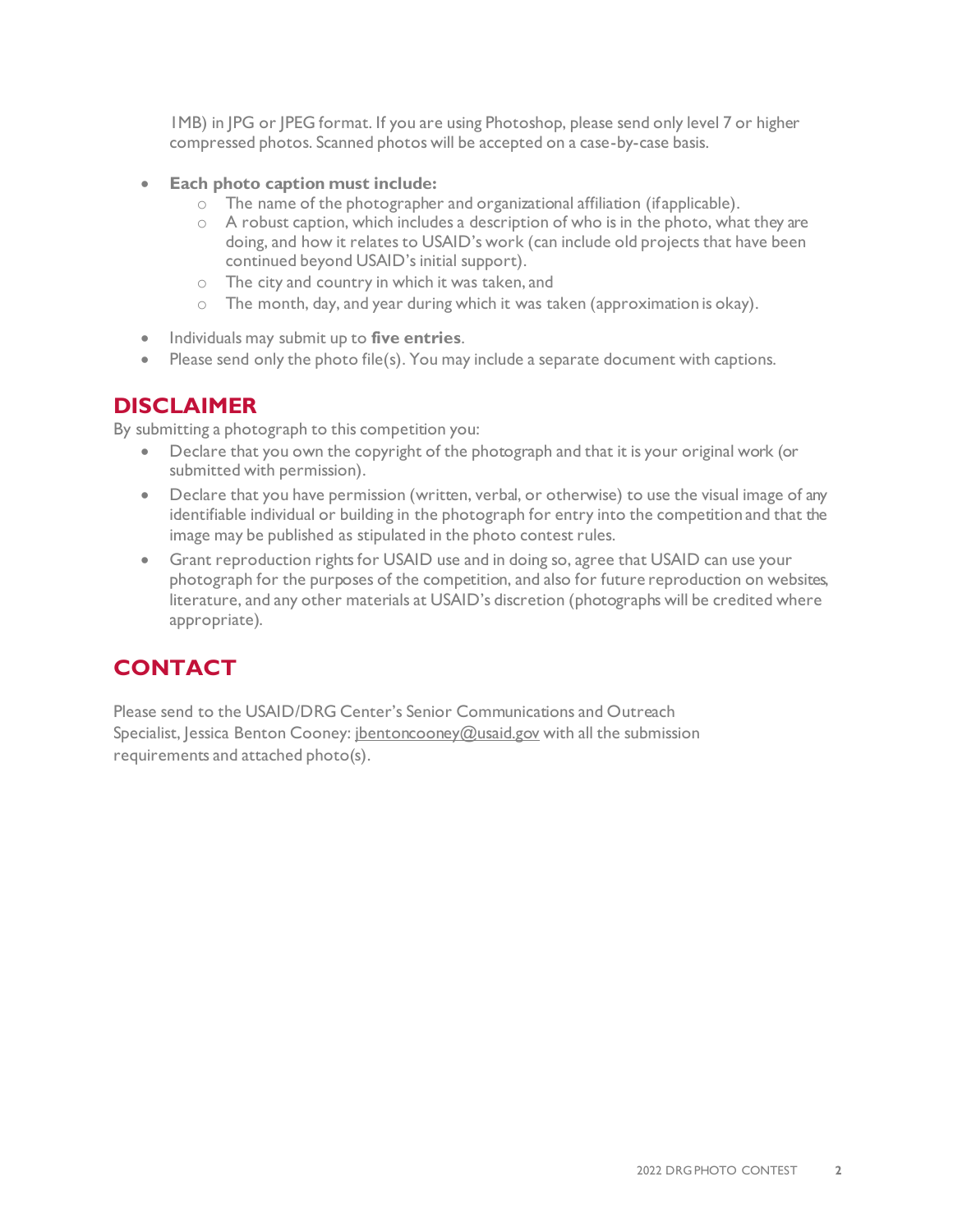1MB) in JPG or JPEG format. If you are using Photoshop, please send only level 7 or higher compressed photos. Scanned photos will be accepted on a case-by-case basis.

- **Each photo caption must include:**
  - The name of the photographer and organizational affiliation (if applicable).
  - A robust caption, which includes a description of who is in the photo, what they are doing, and how it relates to USAID's work (can include old projects that have been continued beyond USAID's initial support).
  - The city and country in which it was taken, and
  - The month, day, and year during which it was taken (approximation is okay).
- Individuals may submit up to **five entries**.
- Please send only the photo file(s). You may include a separate document with captions.

## DISCLAIMER

By submitting a photograph to this competition you:

- Declare that you own the copyright of the photograph and that it is your original work (or submitted with permission).
- Declare that you have permission (written, verbal, or otherwise) to use the visual image of any identifiable individual or building in the photograph for entry into the competition and that the image may be published as stipulated in the photo contest rules.
- Grant reproduction rights for USAID use and in doing so, agree that USAID can use your photograph for the purposes of the competition, and also for future reproduction on websites, literature, and any other materials at USAID's discretion (photographs will be credited where appropriate).

## CONTACT

Please send to the USAID/DRG Center's Senior Communications and Outreach Specialist, Jessica Benton Cooney: jbentoncooney@usaid.gov with all the submission requirements and attached photo(s).